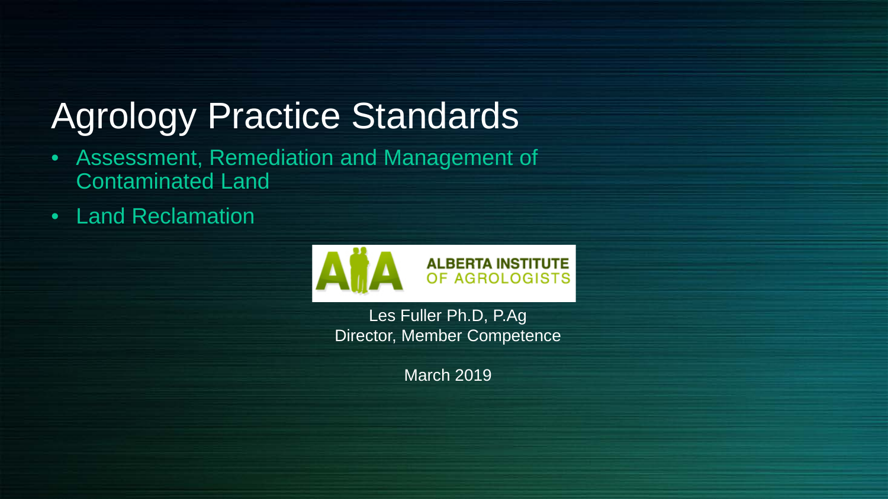# Agrology Practice Standards

- Assessment, Remediation and Management of Contaminated Land
- Land Reclamation

ALBERTA INSTITUTE OF AGROLOGISTS

Les Fuller Ph.D, P.Ag
Director, Member Competence

March 2019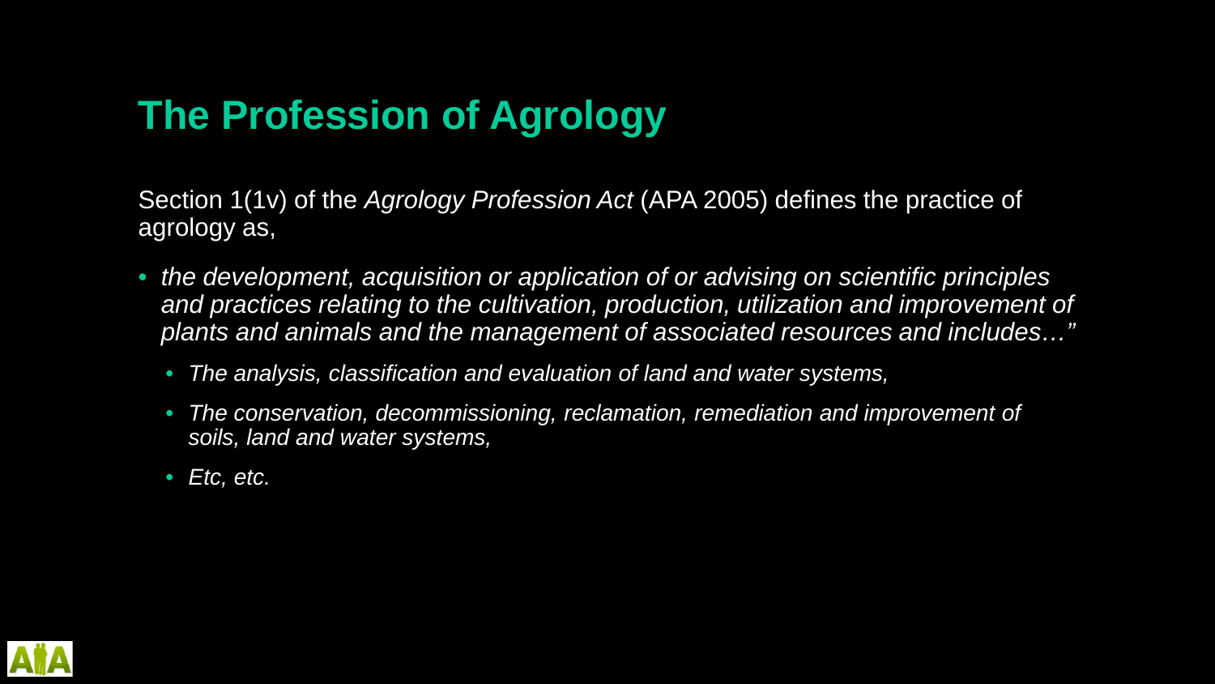## The Profession of Agrology

Section 1(1v) of the *Agrology Profession Act* (APA 2005) defines the practice of agrology as,

- *the development, acquisition or application of or advising on scientific principles and practices relating to the cultivation, production, utilization and improvement of plants and animals and the management of associated resources and includes…"*
  - *The analysis, classification and evaluation of land and water systems,*
  - *The conservation, decommissioning, reclamation, remediation and improvement of soils, land and water systems,*
  - *Etc, etc.*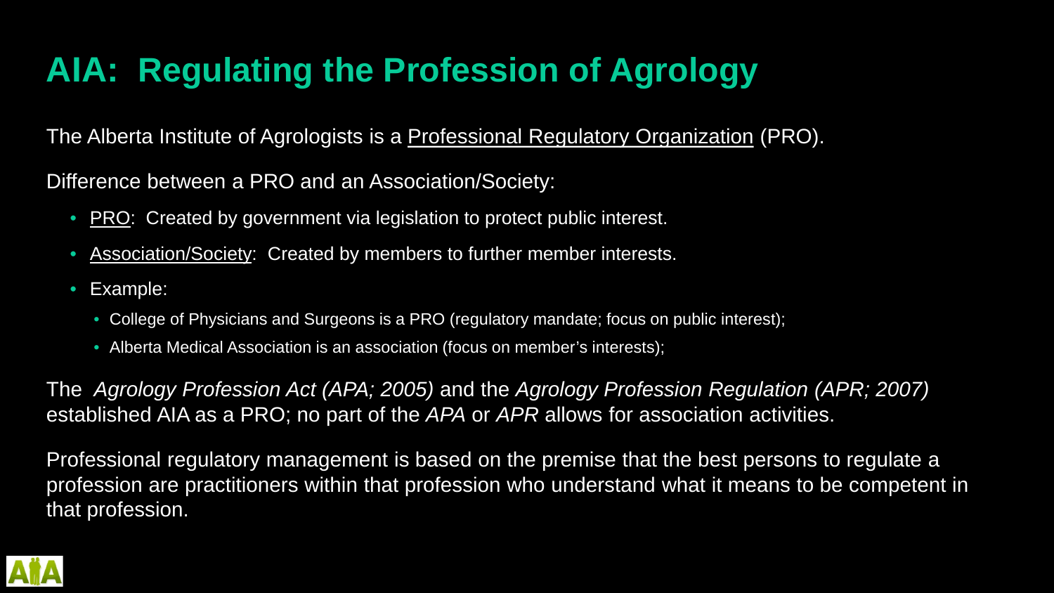# AIA: Regulating the Profession of Agrology

The Alberta Institute of Agrologists is a Professional Regulatory Organization (PRO).

Difference between a PRO and an Association/Society:

- PRO: Created by government via legislation to protect public interest.
- Association/Society: Created by members to further member interests.
- Example:
  - College of Physicians and Surgeons is a PRO (regulatory mandate; focus on public interest);
  - Alberta Medical Association is an association (focus on member's interests);

The *Agrology Profession Act (APA; 2005)* and the *Agrology Profession Regulation (APR; 2007)* established AIA as a PRO; no part of the *APA* or *APR* allows for association activities.

Professional regulatory management is based on the premise that the best persons to regulate a profession are practitioners within that profession who understand what it means to be competent in that profession.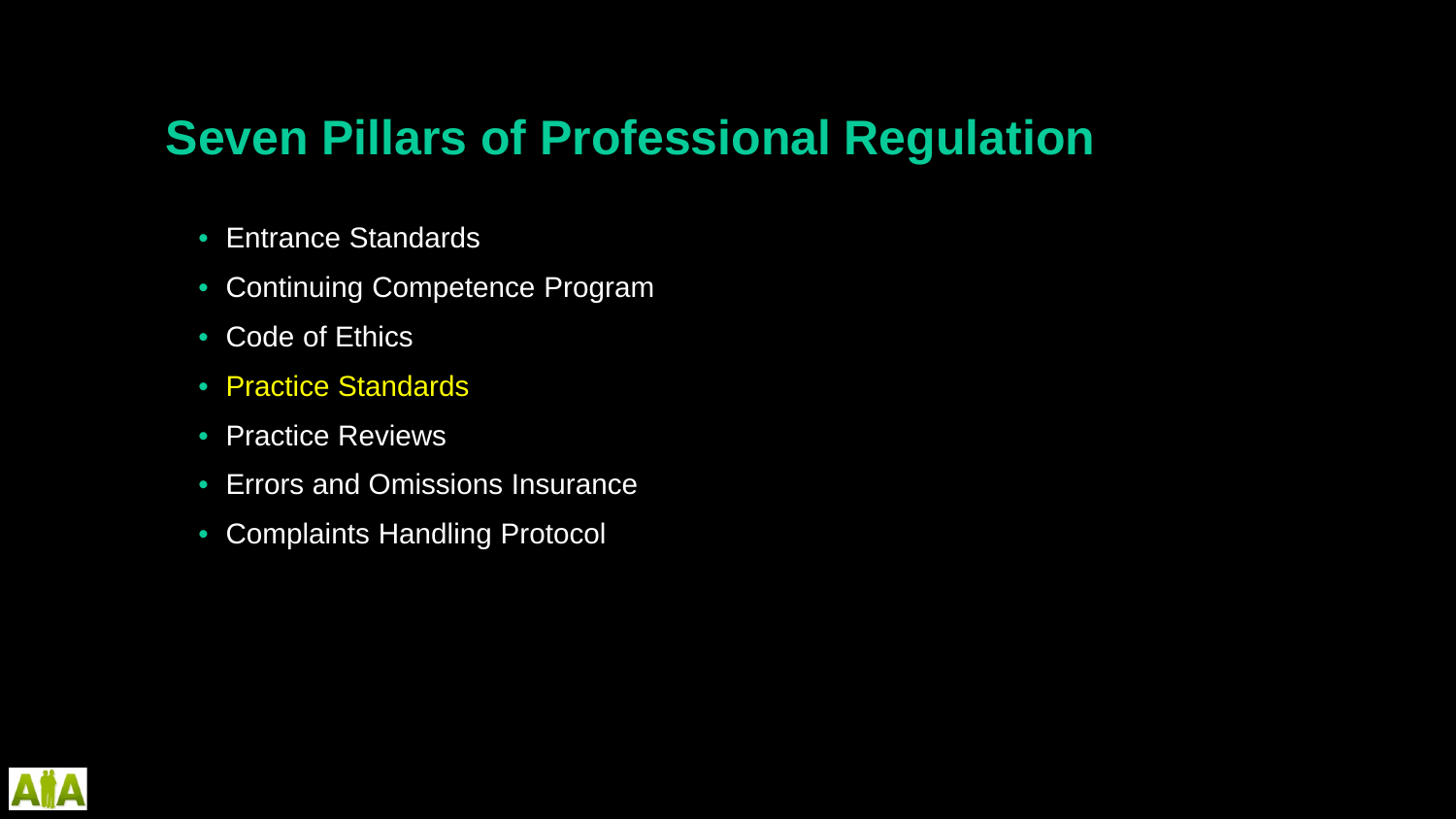## Seven Pillars of Professional Regulation

- Entrance Standards
- Continuing Competence Program
- Code of Ethics
- Practice Standards
- Practice Reviews
- Errors and Omissions Insurance
- Complaints Handling Protocol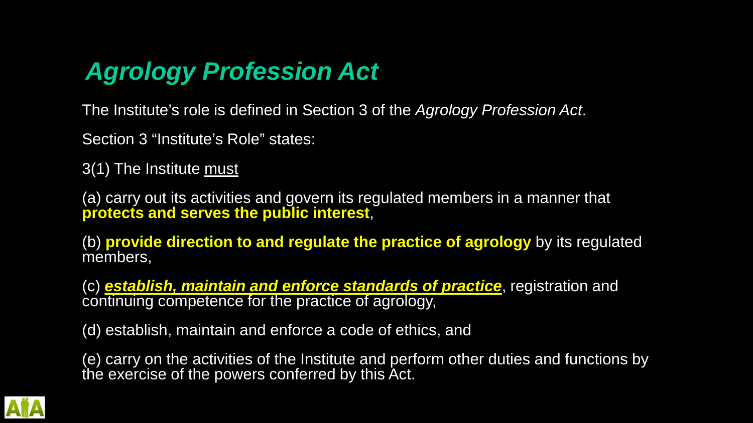# *Agrology Profession Act*

The Institute's role is defined in Section 3 of the *Agrology Profession Act*.

Section 3 "Institute's Role" states:

3(1) The Institute must

(a) carry out its activities and govern its regulated members in a manner that **protects and serves the public interest**,

(b) **provide direction to and regulate the practice of agrology** by its regulated members,

(c) ***establish, maintain and enforce standards of practice***, registration and continuing competence for the practice of agrology,

(d) establish, maintain and enforce a code of ethics, and

(e) carry on the activities of the Institute and perform other duties and functions by the exercise of the powers conferred by this Act.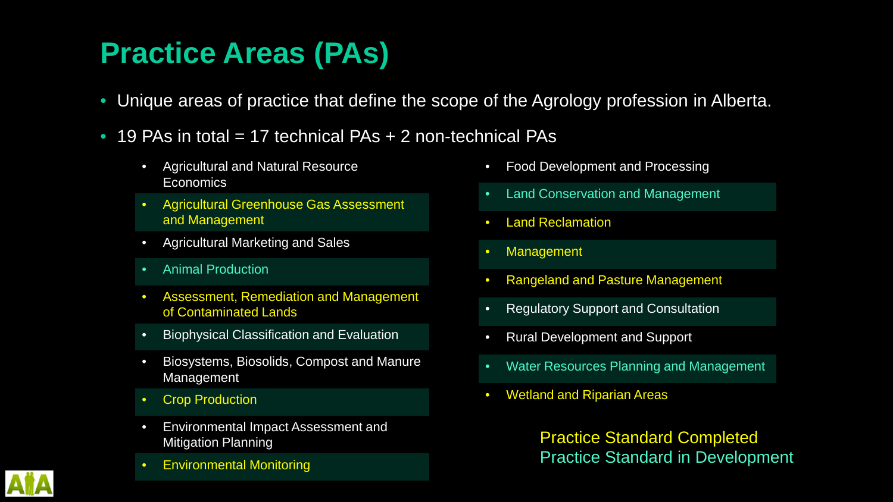# Practice Areas (PAs)

- Unique areas of practice that define the scope of the Agrology profession in Alberta.
- 19 PAs in total = 17 technical PAs + 2 non-technical PAs
  - Agricultural and Natural Resource Economics
  - Agricultural Greenhouse Gas Assessment and Management
  - Agricultural Marketing and Sales
  - Animal Production
  - Assessment, Remediation and Management of Contaminated Lands
  - Biophysical Classification and Evaluation
  - Biosystems, Biosolids, Compost and Manure Management
  - Crop Production
  - Environmental Impact Assessment and Mitigation Planning
  - Environmental Monitoring
  - Food Development and Processing
  - Land Conservation and Management
  - Land Reclamation
  - Management
  - Rangeland and Pasture Management
  - Regulatory Support and Consultation
  - Rural Development and Support
  - Water Resources Planning and Management
  - Wetland and Riparian Areas

Practice Standard Completed
Practice Standard in Development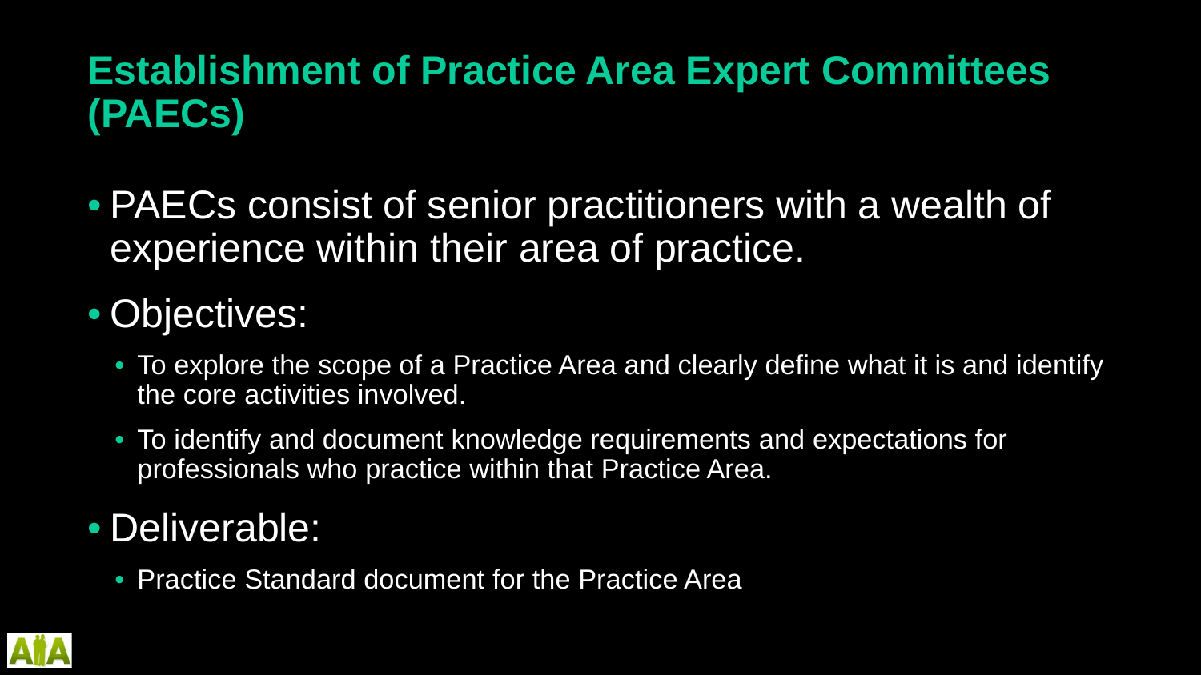# Establishment of Practice Area Expert Committees (PAECs)

- PAECs consist of senior practitioners with a wealth of experience within their area of practice.
- Objectives:
  - To explore the scope of a Practice Area and clearly define what it is and identify the core activities involved.
  - To identify and document knowledge requirements and expectations for professionals who practice within that Practice Area.
- Deliverable:
  - Practice Standard document for the Practice Area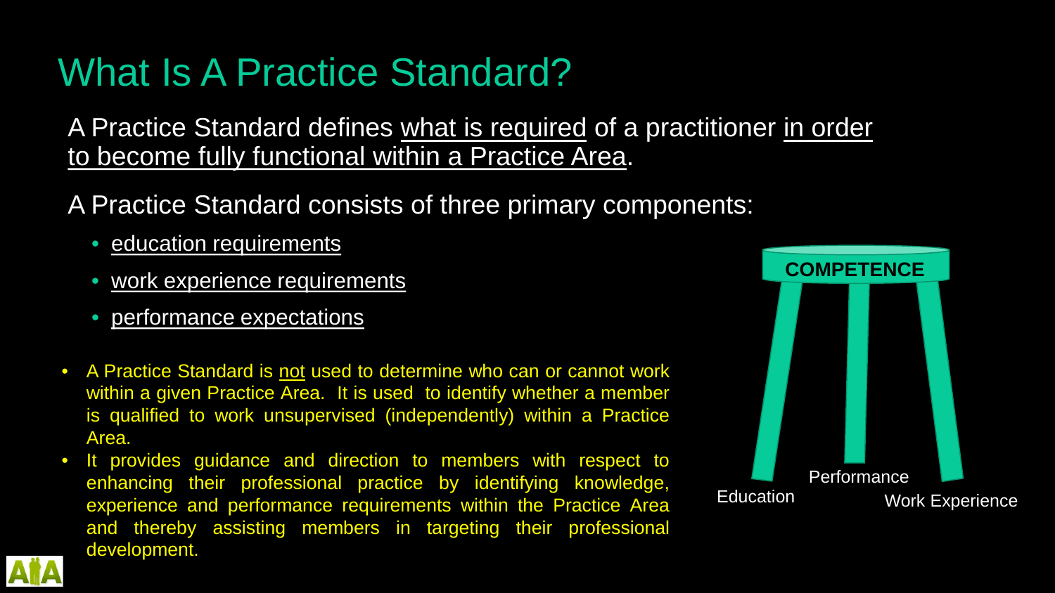# What Is A Practice Standard?

A Practice Standard defines what is required of a practitioner in order to become fully functional within a Practice Area.

A Practice Standard consists of three primary components:

- education requirements
- work experience requirements
- performance expectations

- A Practice Standard is not used to determine who can or cannot work within a given Practice Area. It is used to identify whether a member is qualified to work unsupervised (independently) within a Practice Area.
- It provides guidance and direction to members with respect to enhancing their professional practice by identifying knowledge, experience and performance requirements within the Practice Area and thereby assisting members in targeting their professional development.

COMPETENCE

Education

Performance

Work Experience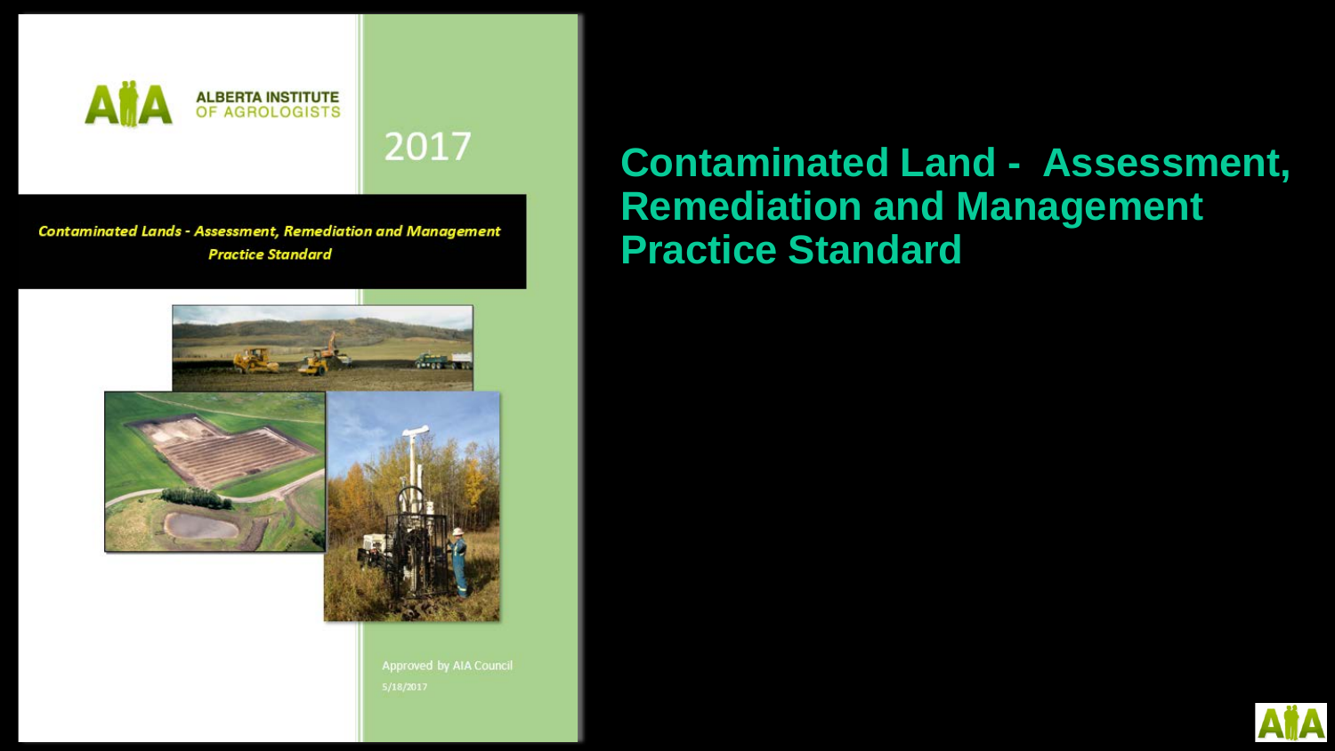# Contaminated Land - Assessment, Remediation and Management Practice Standard

ALBERTA INSTITUTE OF AGROLOGISTS

2017

*Contaminated Lands - Assessment, Remediation and Management Practice Standard*

Approved by AIA Council

5/18/2017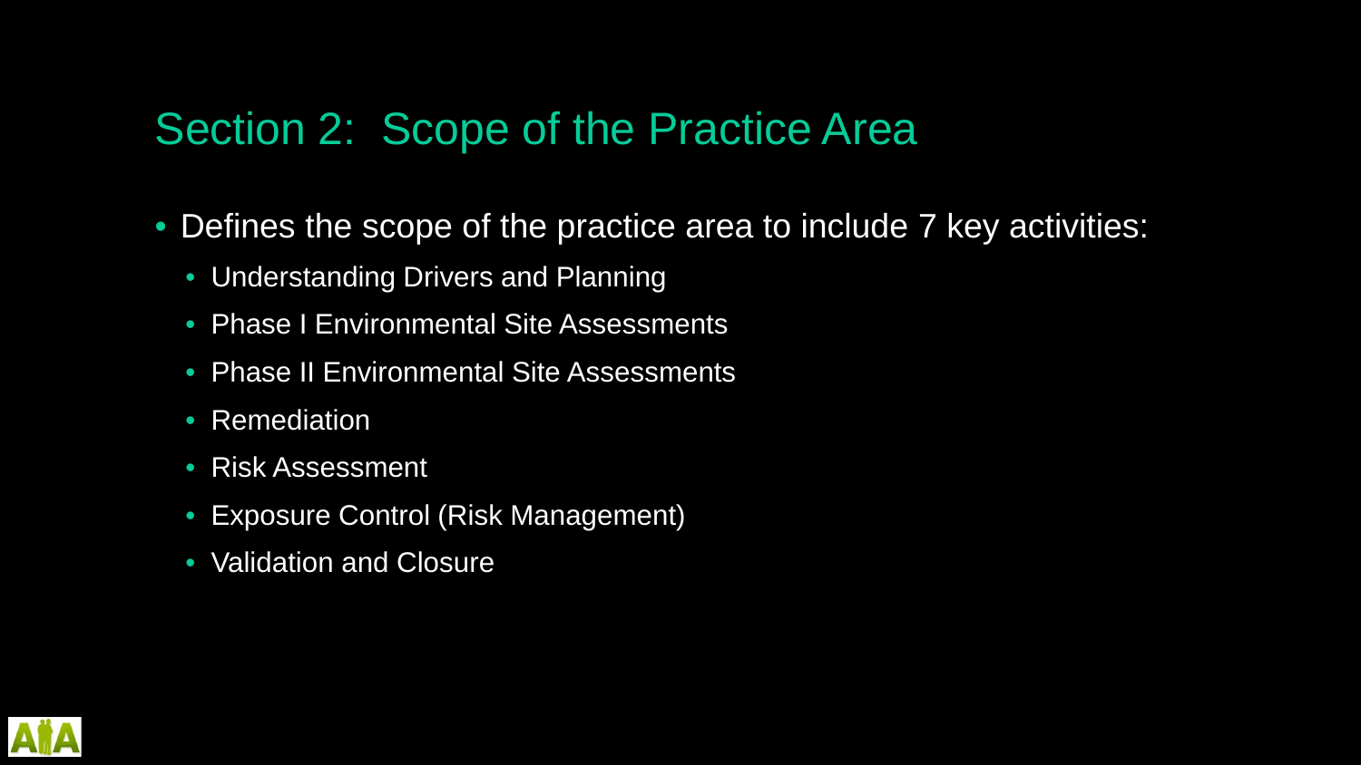## Section 2: Scope of the Practice Area

- Defines the scope of the practice area to include 7 key activities:
  - Understanding Drivers and Planning
  - Phase I Environmental Site Assessments
  - Phase II Environmental Site Assessments
  - Remediation
  - Risk Assessment
  - Exposure Control (Risk Management)
  - Validation and Closure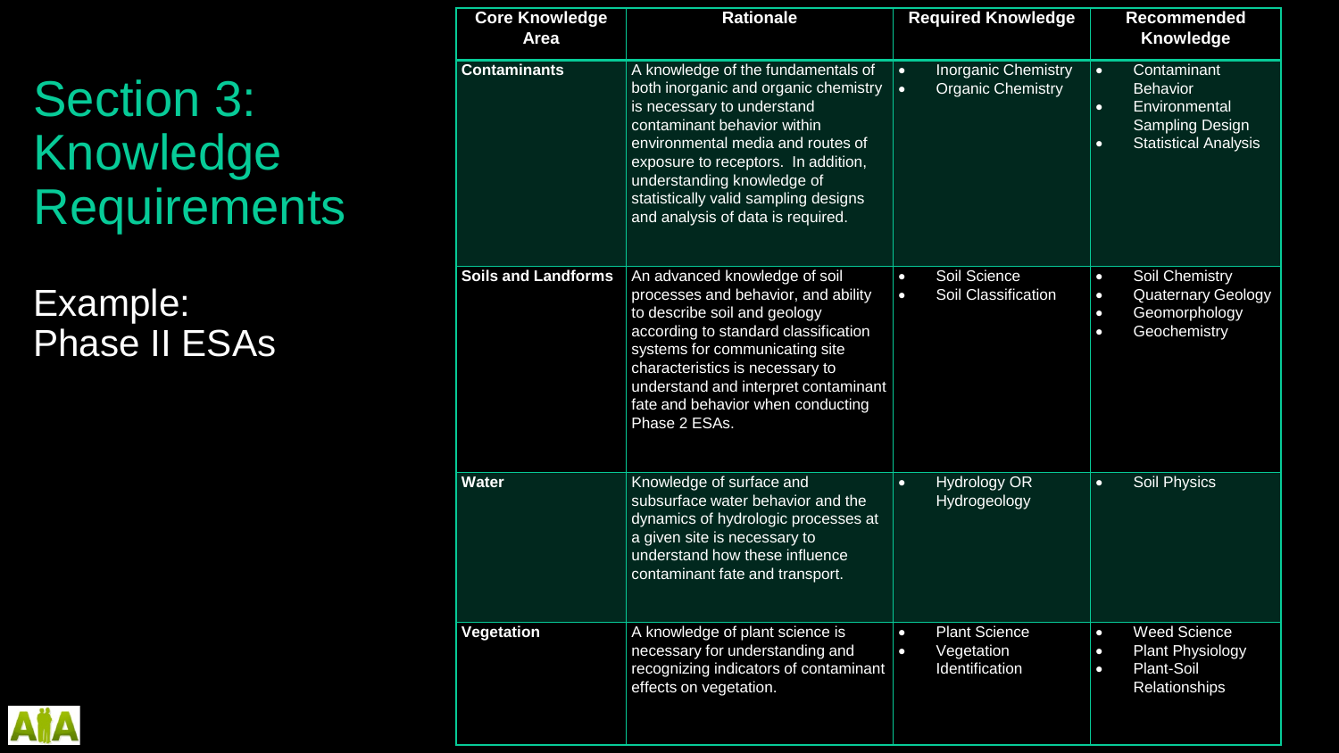# Section 3: Knowledge Requirements

## Example: Phase II ESAs

| Core Knowledge Area | Rationale | Required Knowledge | Recommended Knowledge |
|---|---|---|---|
| **Contaminants** | A knowledge of the fundamentals of both inorganic and organic chemistry is necessary to understand contaminant behavior within environmental media and routes of exposure to receptors. In addition, understanding knowledge of statistically valid sampling designs and analysis of data is required. | • Inorganic Chemistry<br>• Organic Chemistry | • Contaminant Behavior<br>• Environmental Sampling Design<br>• Statistical Analysis |
| **Soils and Landforms** | An advanced knowledge of soil processes and behavior, and ability to describe soil and geology according to standard classification systems for communicating site characteristics is necessary to understand and interpret contaminant fate and behavior when conducting Phase 2 ESAs. | • Soil Science<br>• Soil Classification | • Soil Chemistry<br>• Quaternary Geology<br>• Geomorphology<br>• Geochemistry |
| **Water** | Knowledge of surface and subsurface water behavior and the dynamics of hydrologic processes at a given site is necessary to understand how these influence contaminant fate and transport. | • Hydrology OR Hydrogeology | • Soil Physics |
| **Vegetation** | A knowledge of plant science is necessary for understanding and recognizing indicators of contaminant effects on vegetation. | • Plant Science<br>• Vegetation Identification | • Weed Science<br>• Plant Physiology<br>• Plant-Soil Relationships |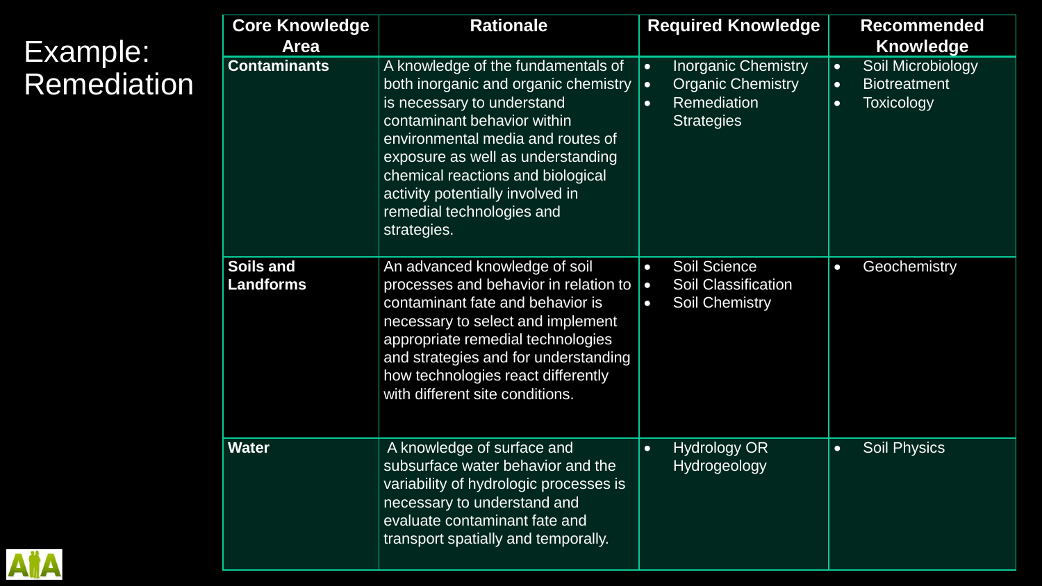# Example: Remediation

| Core Knowledge Area | Rationale | Required Knowledge | Recommended Knowledge |
|---|---|---|---|
| **Contaminants** | A knowledge of the fundamentals of both inorganic and organic chemistry is necessary to understand contaminant behavior within environmental media and routes of exposure as well as understanding chemical reactions and biological activity potentially involved in remedial technologies and strategies. | • Inorganic Chemistry<br>• Organic Chemistry<br>• Remediation Strategies | • Soil Microbiology<br>• Biotreatment<br>• Toxicology |
| **Soils and Landforms** | An advanced knowledge of soil processes and behavior in relation to contaminant fate and behavior is necessary to select and implement appropriate remedial technologies and strategies and for understanding how technologies react differently with different site conditions. | • Soil Science<br>• Soil Classification<br>• Soil Chemistry | • Geochemistry |
| **Water** | A knowledge of surface and subsurface water behavior and the variability of hydrologic processes is necessary to understand and evaluate contaminant fate and transport spatially and temporally. | • Hydrology OR Hydrogeology | • Soil Physics |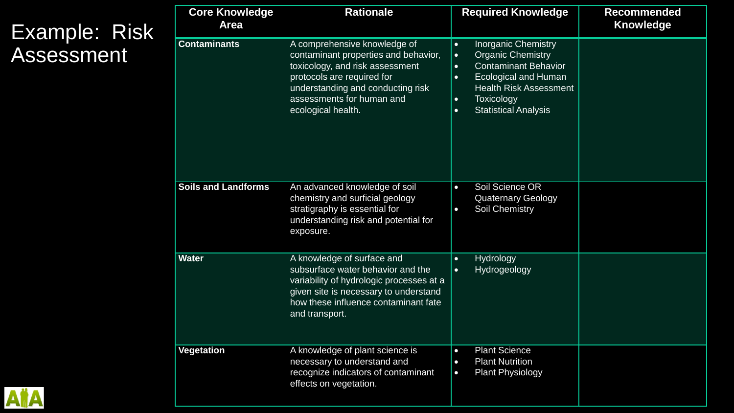# Example: Risk Assessment

| Core Knowledge Area | Rationale | Required Knowledge | Recommended Knowledge |
|---|---|---|---|
| **Contaminants** | A comprehensive knowledge of contaminant properties and behavior, toxicology, and risk assessment protocols are required for understanding and conducting risk assessments for human and ecological health. | • Inorganic Chemistry<br>• Organic Chemistry<br>• Contaminant Behavior<br>• Ecological and Human Health Risk Assessment<br>• Toxicology<br>• Statistical Analysis | |
| **Soils and Landforms** | An advanced knowledge of soil chemistry and surficial geology stratigraphy is essential for understanding risk and potential for exposure. | • Soil Science OR Quaternary Geology<br>• Soil Chemistry | |
| **Water** | A knowledge of surface and subsurface water behavior and the variability of hydrologic processes at a given site is necessary to understand how these influence contaminant fate and transport. | • Hydrology<br>• Hydrogeology | |
| **Vegetation** | A knowledge of plant science is necessary to understand and recognize indicators of contaminant effects on vegetation. | • Plant Science<br>• Plant Nutrition<br>• Plant Physiology | |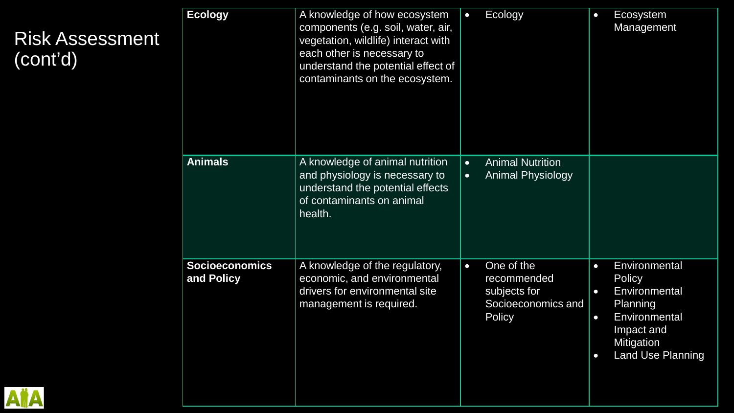# Risk Assessment (cont'd)

| | | | |
|---|---|---|---|
| **Ecology** | A knowledge of how ecosystem components (e.g. soil, water, air, vegetation, wildlife) interact with each other is necessary to understand the potential effect of contaminants on the ecosystem. | • Ecology | • Ecosystem Management |
| **Animals** | A knowledge of animal nutrition and physiology is necessary to understand the potential effects of contaminants on animal health. | • Animal Nutrition<br>• Animal Physiology | |
| **Socioeconomics and Policy** | A knowledge of the regulatory, economic, and environmental drivers for environmental site management is required. | • One of the recommended subjects for Socioeconomics and Policy | • Environmental Policy<br>• Environmental Planning<br>• Environmental Impact and Mitigation<br>• Land Use Planning |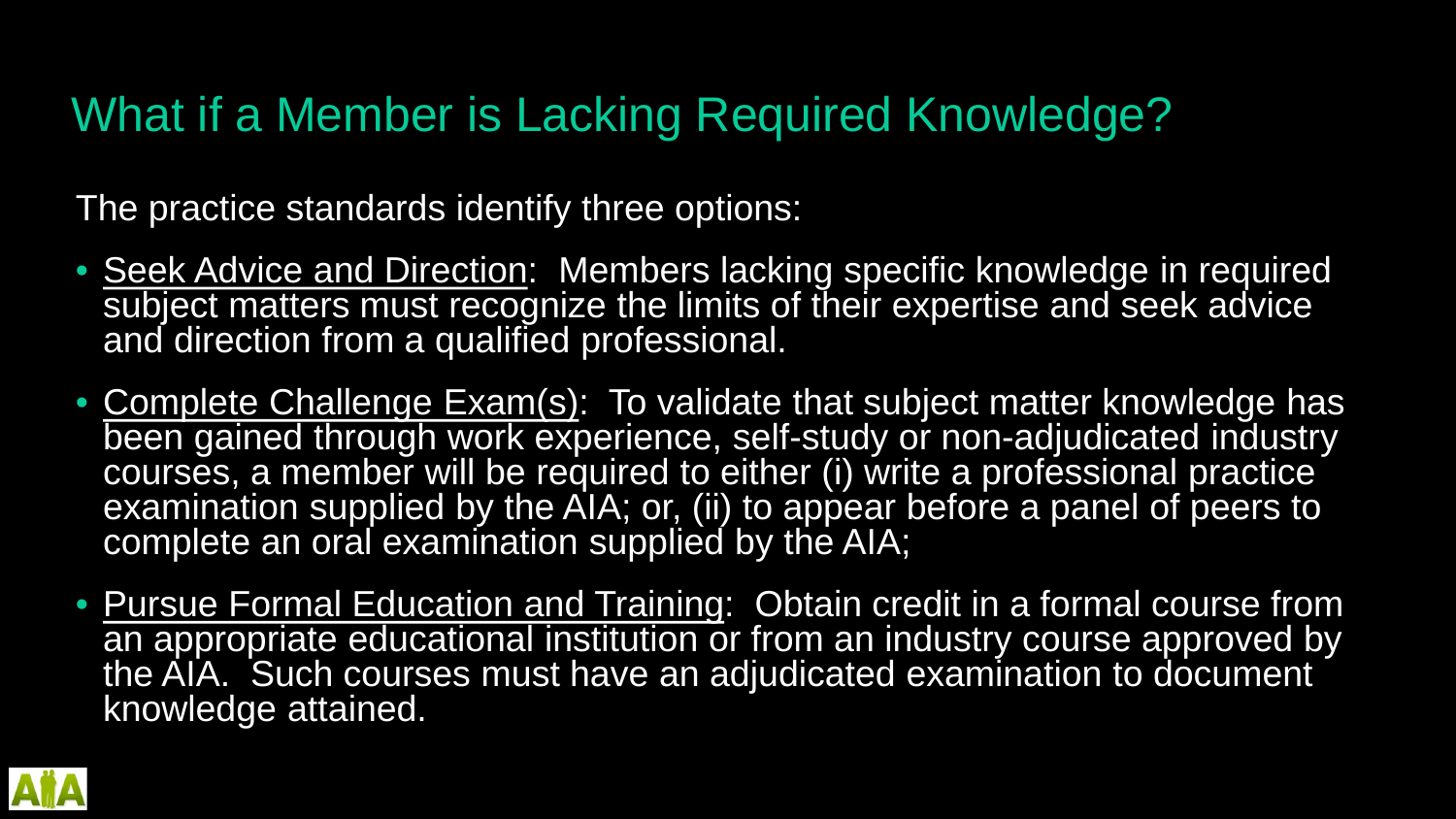# What if a Member is Lacking Required Knowledge?

The practice standards identify three options:

- Seek Advice and Direction: Members lacking specific knowledge in required subject matters must recognize the limits of their expertise and seek advice and direction from a qualified professional.
- Complete Challenge Exam(s): To validate that subject matter knowledge has been gained through work experience, self-study or non-adjudicated industry courses, a member will be required to either (i) write a professional practice examination supplied by the AIA; or, (ii) to appear before a panel of peers to complete an oral examination supplied by the AIA;
- Pursue Formal Education and Training: Obtain credit in a formal course from an appropriate educational institution or from an industry course approved by the AIA. Such courses must have an adjudicated examination to document knowledge attained.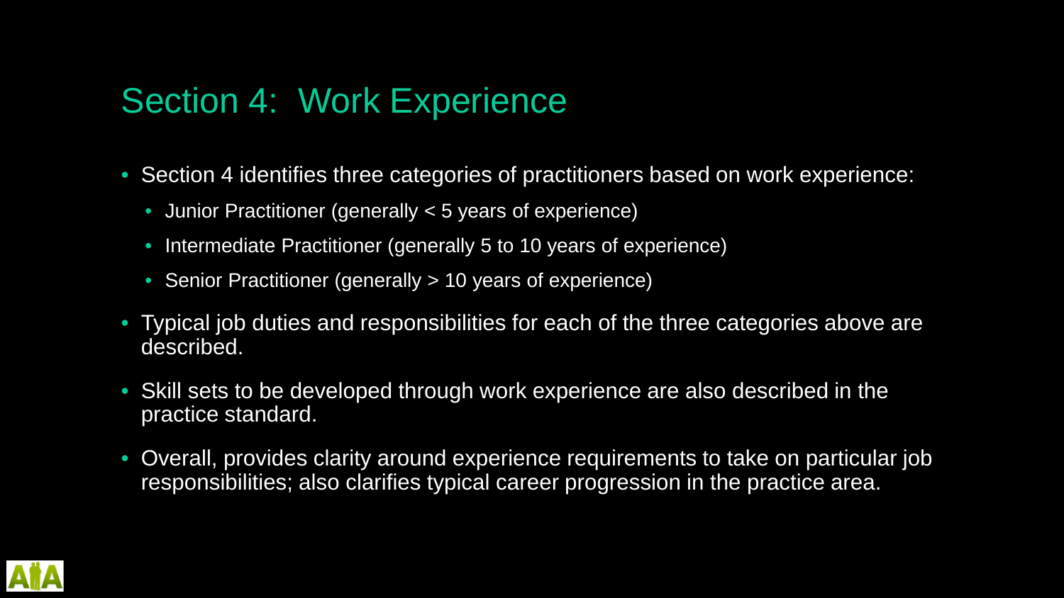## Section 4: Work Experience

- Section 4 identifies three categories of practitioners based on work experience:
  - Junior Practitioner (generally < 5 years of experience)
  - Intermediate Practitioner (generally 5 to 10 years of experience)
  - Senior Practitioner (generally > 10 years of experience)
- Typical job duties and responsibilities for each of the three categories above are described.
- Skill sets to be developed through work experience are also described in the practice standard.
- Overall, provides clarity around experience requirements to take on particular job responsibilities; also clarifies typical career progression in the practice area.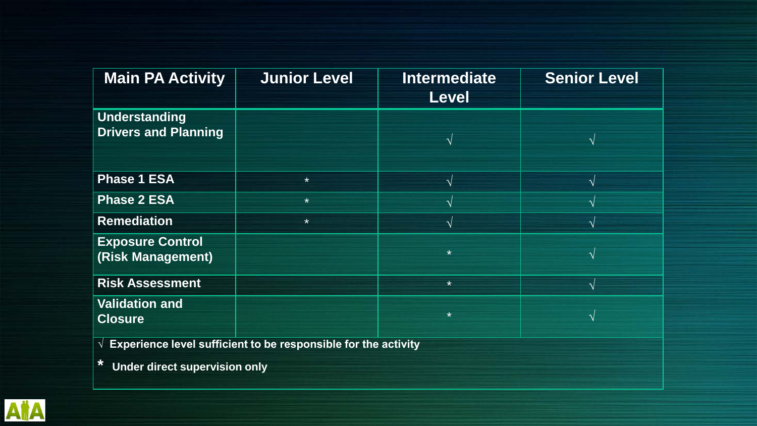| Main PA Activity | Junior Level | Intermediate Level | Senior Level |
|---|---|---|---|
| **Understanding Drivers and Planning** | | √ | √ |
| **Phase 1 ESA** | * | √ | √ |
| **Phase 2 ESA** | * | √ | √ |
| **Remediation** | * | √ | √ |
| **Exposure Control (Risk Management)** | | * | √ |
| **Risk Assessment** | | * | √ |
| **Validation and Closure** | | * | √ |

√ **Experience level sufficient to be responsible for the activity**

\* **Under direct supervision only**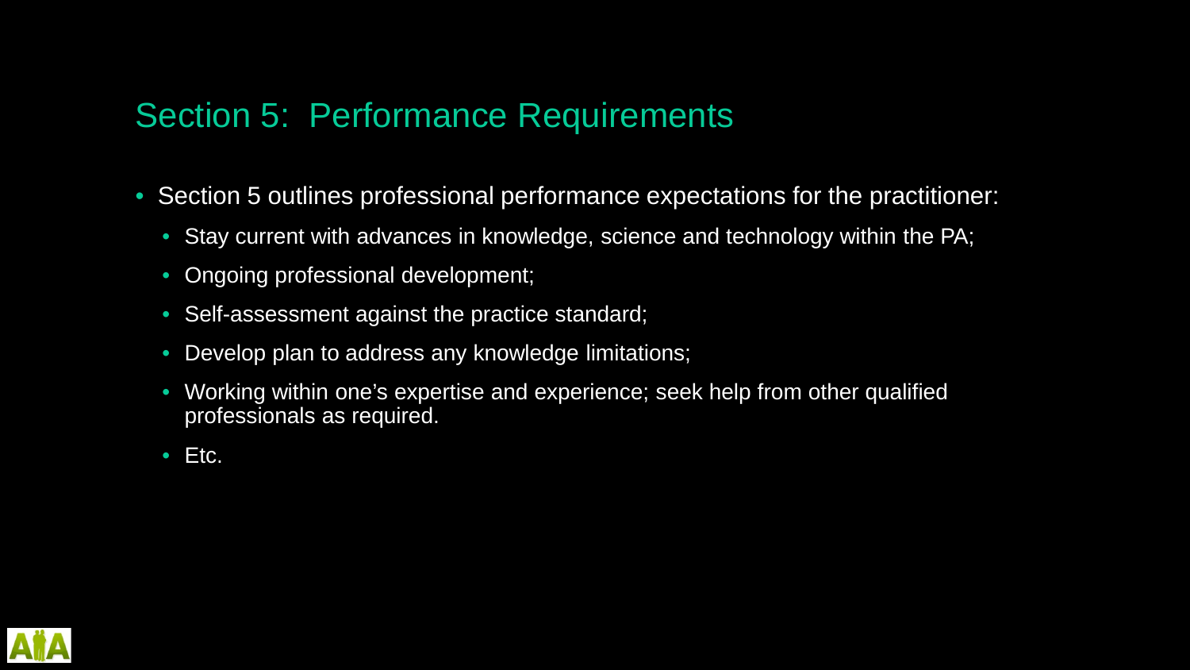# Section 5: Performance Requirements

- Section 5 outlines professional performance expectations for the practitioner:
  - Stay current with advances in knowledge, science and technology within the PA;
  - Ongoing professional development;
  - Self-assessment against the practice standard;
  - Develop plan to address any knowledge limitations;
  - Working within one's expertise and experience; seek help from other qualified professionals as required.
  - Etc.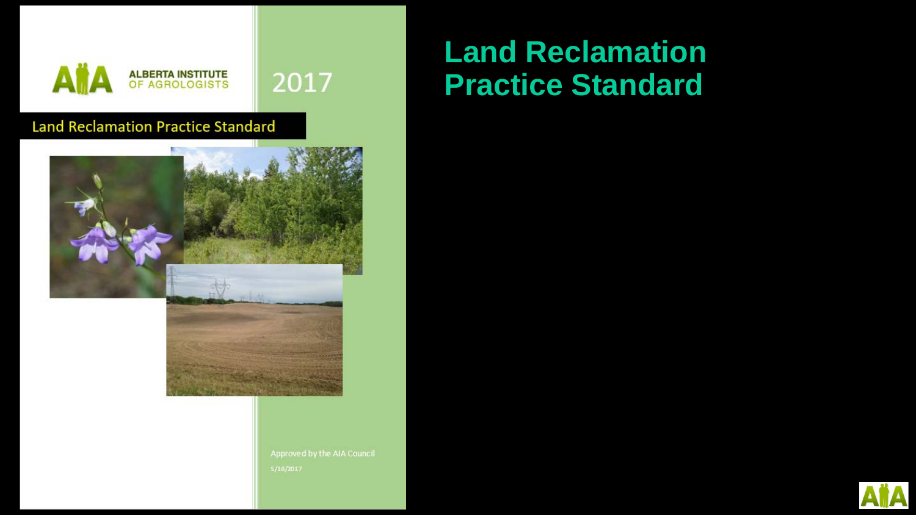# Land Reclamation Practice Standard

ALBERTA INSTITUTE OF AGROLOGISTS

2017

Land Reclamation Practice Standard

Approved by the AIA Council

5/18/2017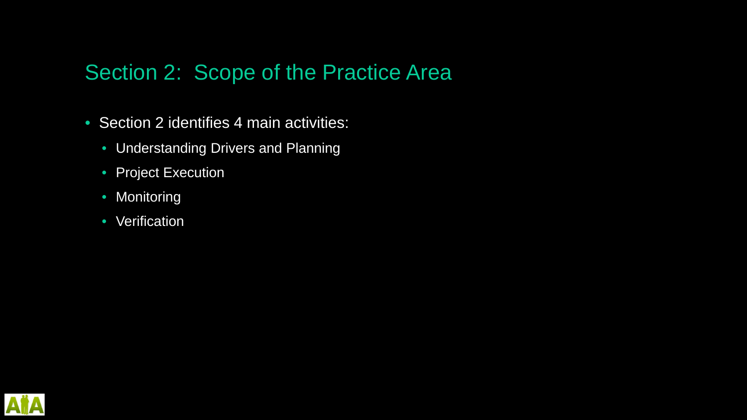## Section 2: Scope of the Practice Area

- Section 2 identifies 4 main activities:
  - Understanding Drivers and Planning
  - Project Execution
  - Monitoring
  - Verification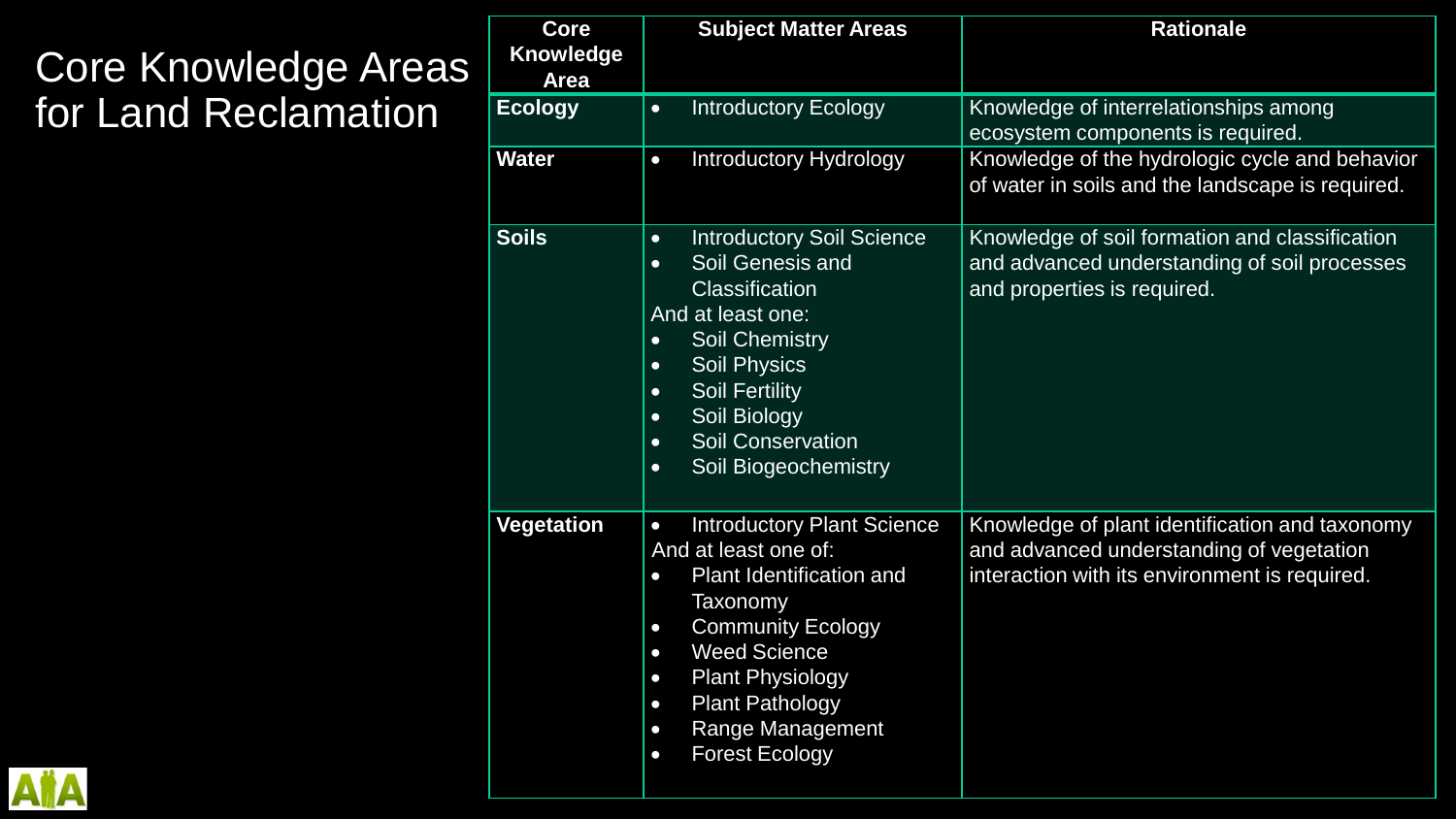# Core Knowledge Areas for Land Reclamation

| Core Knowledge Area | Subject Matter Areas | Rationale |
|---|---|---|
| **Ecology** | • Introductory Ecology | Knowledge of interrelationships among ecosystem components is required. |
| **Water** | • Introductory Hydrology | Knowledge of the hydrologic cycle and behavior of water in soils and the landscape is required. |
| **Soils** | • Introductory Soil Science<br>• Soil Genesis and Classification<br>And at least one:<br>• Soil Chemistry<br>• Soil Physics<br>• Soil Fertility<br>• Soil Biology<br>• Soil Conservation<br>• Soil Biogeochemistry | Knowledge of soil formation and classification and advanced understanding of soil processes and properties is required. |
| **Vegetation** | • Introductory Plant Science<br>And at least one of:<br>• Plant Identification and Taxonomy<br>• Community Ecology<br>• Weed Science<br>• Plant Physiology<br>• Plant Pathology<br>• Range Management<br>• Forest Ecology | Knowledge of plant identification and taxonomy and advanced understanding of vegetation interaction with its environment is required. |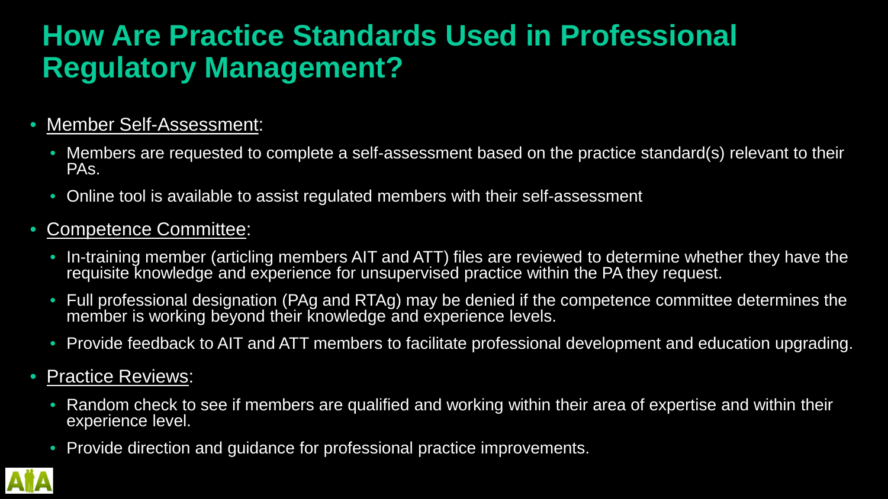# How Are Practice Standards Used in Professional Regulatory Management?

- Member Self-Assessment:
  - Members are requested to complete a self-assessment based on the practice standard(s) relevant to their PAs.
  - Online tool is available to assist regulated members with their self-assessment
- Competence Committee:
  - In-training member (articling members AIT and ATT) files are reviewed to determine whether they have the requisite knowledge and experience for unsupervised practice within the PA they request.
  - Full professional designation (PAg and RTAg) may be denied if the competence committee determines the member is working beyond their knowledge and experience levels.
  - Provide feedback to AIT and ATT members to facilitate professional development and education upgrading.
- Practice Reviews:
  - Random check to see if members are qualified and working within their area of expertise and within their experience level.
  - Provide direction and guidance for professional practice improvements.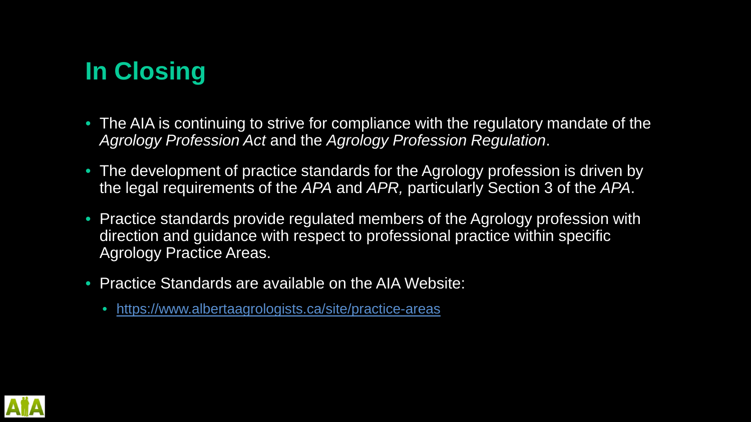# In Closing

- The AIA is continuing to strive for compliance with the regulatory mandate of the *Agrology Profession Act* and the *Agrology Profession Regulation*.
- The development of practice standards for the Agrology profession is driven by the legal requirements of the *APA* and *APR,* particularly Section 3 of the *APA*.
- Practice standards provide regulated members of the Agrology profession with direction and guidance with respect to professional practice within specific Agrology Practice Areas.
- Practice Standards are available on the AIA Website:
  - https://www.albertaagrologists.ca/site/practice-areas